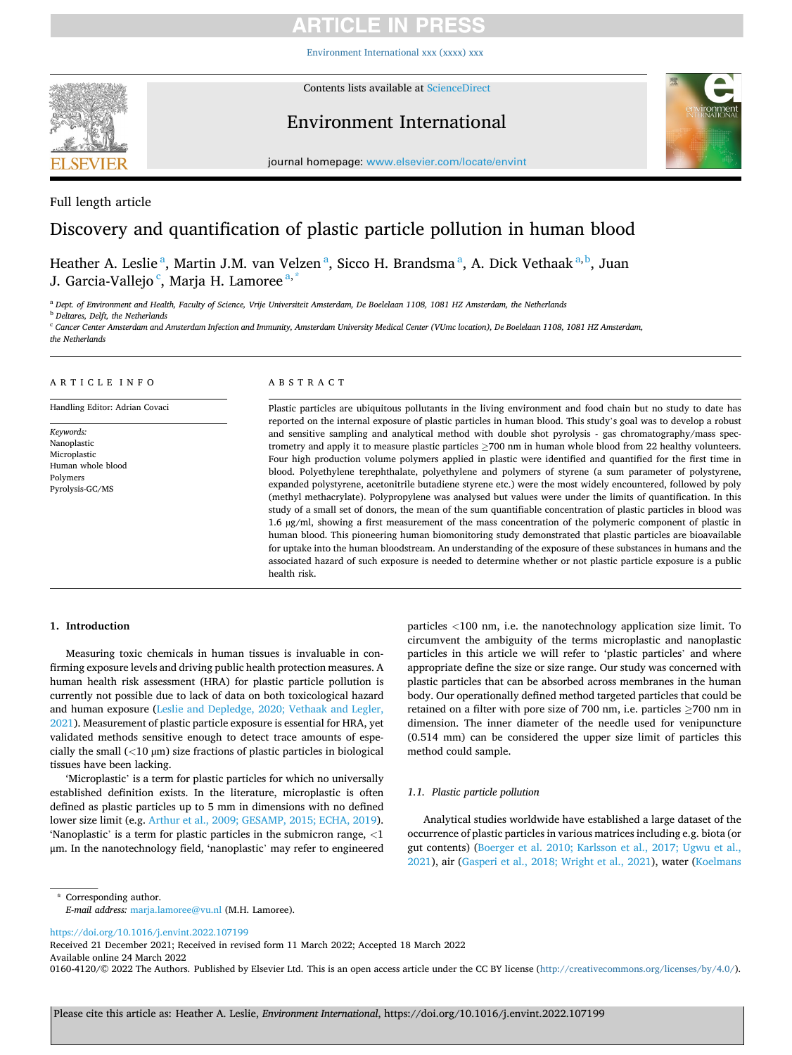Full length article

# Discovery and quantification of plastic particle pollution in human blood

Heather A. Leslie[a], Martin J.M. van Velzen[a], Sicco H. Brandsma[a], A. Dick Vethaak[a,b], Juan J. Garcia-Vallejo[c], Marja H. Lamoree[a,*]

[a] Dept. of Environment and Health, Faculty of Science, Vrije Universiteit Amsterdam, De Boelelaan 1108, 1081 HZ Amsterdam, the Netherlands

[b] Deltares, Delft, the Netherlands

[c] Cancer Center Amsterdam and Amsterdam Infection and Immunity, Amsterdam University Medical Center (VUmc location), De Boelelaan 1108, 1081 HZ Amsterdam, the Netherlands

## ARTICLE INFO

Handling Editor: Adrian Covaci

*Keywords:*
Nanoplastic
Microplastic
Human whole blood
Polymers
Pyrolysis-GC/MS

## ABSTRACT

Plastic particles are ubiquitous pollutants in the living environment and food chain but no study to date has reported on the internal exposure of plastic particles in human blood. This study's goal was to develop a robust and sensitive sampling and analytical method with double shot pyrolysis - gas chromatography/mass spectrometry and apply it to measure plastic particles ≥700 nm in human whole blood from 22 healthy volunteers. Four high production volume polymers applied in plastic were identified and quantified for the first time in blood. Polyethylene terephthalate, polyethylene and polymers of styrene (a sum parameter of polystyrene, expanded polystyrene, acetonitrile butadiene styrene etc.) were the most widely encountered, followed by poly (methyl methacrylate). Polypropylene was analysed but values were under the limits of quantification. In this study of a small set of donors, the mean of the sum quantifiable concentration of plastic particles in blood was 1.6 μg/ml, showing a first measurement of the mass concentration of the polymeric component of plastic in human blood. This pioneering human biomonitoring study demonstrated that plastic particles are bioavailable for uptake into the human bloodstream. An understanding of the exposure of these substances in humans and the associated hazard of such exposure is needed to determine whether or not plastic particle exposure is a public health risk.

## 1. Introduction

Measuring toxic chemicals in human tissues is invaluable in confirming exposure levels and driving public health protection measures. A human health risk assessment (HRA) for plastic particle pollution is currently not possible due to lack of data on both toxicological hazard and human exposure (Leslie and Depledge, 2020; Vethaak and Legler, 2021). Measurement of plastic particle exposure is essential for HRA, yet validated methods sensitive enough to detect trace amounts of especially the small (<10 μm) size fractions of plastic particles in biological tissues have been lacking.

'Microplastic' is a term for plastic particles for which no universally established definition exists. In the literature, microplastic is often defined as plastic particles up to 5 mm in dimensions with no defined lower size limit (e.g. Arthur et al., 2009; GESAMP, 2015; ECHA, 2019). 'Nanoplastic' is a term for plastic particles in the submicron range, <1 μm. In the nanotechnology field, 'nanoplastic' may refer to engineered particles <100 nm, i.e. the nanotechnology application size limit. To circumvent the ambiguity of the terms microplastic and nanoplastic particles in this article we will refer to 'plastic particles' and where appropriate define the size or size range. Our study was concerned with plastic particles that can be absorbed across membranes in the human body. Our operationally defined method targeted particles that could be retained on a filter with pore size of 700 nm, i.e. particles ≥700 nm in dimension. The inner diameter of the needle used for venipuncture (0.514 mm) can be considered the upper size limit of particles this method could sample.

### 1.1. Plastic particle pollution

Analytical studies worldwide have established a large dataset of the occurrence of plastic particles in various matrices including e.g. biota (or gut contents) (Boerger et al. 2010; Karlsson et al., 2017; Ugwu et al., 2021), air (Gasperi et al., 2018; Wright et al., 2021), water (Koelmans

* Corresponding author.
*E-mail address:* marja.lamoree@vu.nl (M.H. Lamoree).

https://doi.org/10.1016/j.envint.2022.107199
Received 21 December 2021; Received in revised form 11 March 2022; Accepted 18 March 2022
Available online 24 March 2022
0160-4120/© 2022 The Authors. Published by Elsevier Ltd. This is an open access article under the CC BY license (http://creativecommons.org/licenses/by/4.0/).

Please cite this article as: Heather A. Leslie, *Environment International*, https://doi.org/10.1016/j.envint.2022.107199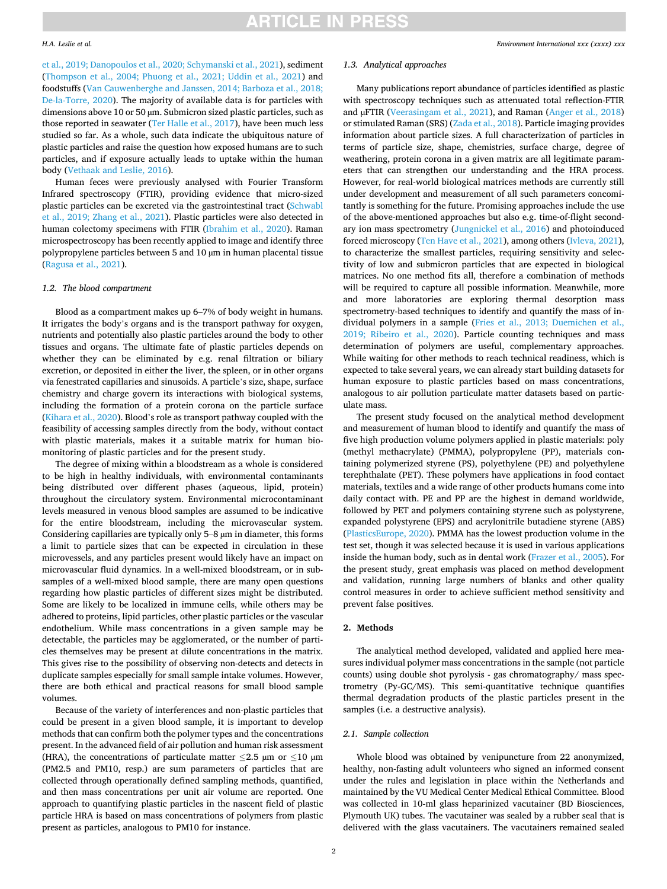et al., 2019; Danopoulos et al., 2020; Schymanski et al., 2021), sediment (Thompson et al., 2004; Phuong et al., 2021; Uddin et al., 2021) and foodstuffs (Van Cauwenberghe and Janssen, 2014; Barboza et al., 2018; De-la-Torre, 2020). The majority of available data is for particles with dimensions above 10 or 50 µm. Submicron sized plastic particles, such as those reported in seawater (Ter Halle et al., 2017), have been much less studied so far. As a whole, such data indicate the ubiquitous nature of plastic particles and raise the question how exposed humans are to such particles, and if exposure actually leads to uptake within the human body (Vethaak and Leslie, 2016).

Human feces were previously analysed with Fourier Transform Infrared spectroscopy (FTIR), providing evidence that micro-sized plastic particles can be excreted via the gastrointestinal tract (Schwabl et al., 2019; Zhang et al., 2021). Plastic particles were also detected in human colectomy specimens with FTIR (Ibrahim et al., 2020). Raman microspectroscopy has been recently applied to image and identify three polypropylene particles between 5 and 10 µm in human placental tissue (Ragusa et al., 2021).

### 1.2. The blood compartment

Blood as a compartment makes up 6–7% of body weight in humans. It irrigates the body's organs and is the transport pathway for oxygen, nutrients and potentially also plastic particles around the body to other tissues and organs. The ultimate fate of plastic particles depends on whether they can be eliminated by e.g. renal filtration or biliary excretion, or deposited in either the liver, the spleen, or in other organs via fenestrated capillaries and sinusoids. A particle's size, shape, surface chemistry and charge govern its interactions with biological systems, including the formation of a protein corona on the particle surface (Kihara et al., 2020). Blood's role as transport pathway coupled with the feasibility of accessing samples directly from the body, without contact with plastic materials, makes it a suitable matrix for human biomonitoring of plastic particles and for the present study.

The degree of mixing within a bloodstream as a whole is considered to be high in healthy individuals, with environmental contaminants being distributed over different phases (aqueous, lipid, protein) throughout the circulatory system. Environmental microcontaminant levels measured in venous blood samples are assumed to be indicative for the entire bloodstream, including the microvascular system. Considering capillaries are typically only 5–8 µm in diameter, this forms a limit to particle sizes that can be expected in circulation in these microvessels, and any particles present would likely have an impact on microvascular fluid dynamics. In a well-mixed bloodstream, or in subsamples of a well-mixed blood sample, there are many open questions regarding how plastic particles of different sizes might be distributed. Some are likely to be localized in immune cells, while others may be adhered to proteins, lipid particles, other plastic particles or the vascular endothelium. While mass concentrations in a given sample may be detectable, the particles may be agglomerated, or the number of particles themselves may be present at dilute concentrations in the matrix. This gives rise to the possibility of observing non-detects and detects in duplicate samples especially for small sample intake volumes. However, there are both ethical and practical reasons for small blood sample volumes.

Because of the variety of interferences and non-plastic particles that could be present in a given blood sample, it is important to develop methods that can confirm both the polymer types and the concentrations present. In the advanced field of air pollution and human risk assessment (HRA), the concentrations of particulate matter ≤2.5 µm or ≤10 µm (PM2.5 and PM10, resp.) are sum parameters of particles that are collected through operationally defined sampling methods, quantified, and then mass concentrations per unit air volume are reported. One approach to quantifying plastic particles in the nascent field of plastic particle HRA is based on mass concentrations of polymers from plastic present as particles, analogous to PM10 for instance.

### 1.3. Analytical approaches

Many publications report abundance of particles identified as plastic with spectroscopy techniques such as attenuated total reflection-FTIR and µFTIR (Veerasingam et al., 2021), and Raman (Anger et al., 2018) or stimulated Raman (SRS) (Zada et al., 2018). Particle imaging provides information about particle sizes. A full characterization of particles in terms of particle size, shape, chemistries, surface charge, degree of weathering, protein corona in a given matrix are all legitimate parameters that can strengthen our understanding and the HRA process. However, for real-world biological matrices methods are currently still under development and measurement of all such parameters concomitantly is something for the future. Promising approaches include the use of the above-mentioned approaches but also e.g. time-of-flight secondary ion mass spectrometry (Jungnickel et al., 2016) and photoinduced forced microscopy (Ten Have et al., 2021), among others (Ivleva, 2021), to characterize the smallest particles, requiring sensitivity and selectivity of low and submicron particles that are expected in biological matrices. No one method fits all, therefore a combination of methods will be required to capture all possible information. Meanwhile, more and more laboratories are exploring thermal desorption mass spectrometry-based techniques to identify and quantify the mass of individual polymers in a sample (Fries et al., 2013; Duemichen et al., 2019; Ribeiro et al., 2020). Particle counting techniques and mass determination of polymers are useful, complementary approaches. While waiting for other methods to reach technical readiness, which is expected to take several years, we can already start building datasets for human exposure to plastic particles based on mass concentrations, analogous to air pollution particulate matter datasets based on particulate mass.

The present study focused on the analytical method development and measurement of human blood to identify and quantify the mass of five high production volume polymers applied in plastic materials: poly (methyl methacrylate) (PMMA), polypropylene (PP), materials containing polymerized styrene (PS), polyethylene (PE) and polyethylene terephthalate (PET). These polymers have applications in food contact materials, textiles and a wide range of other products humans come into daily contact with. PE and PP are the highest in demand worldwide, followed by PET and polymers containing styrene such as polystyrene, expanded polystyrene (EPS) and acrylonitrile butadiene styrene (ABS) (PlasticsEurope, 2020). PMMA has the lowest production volume in the test set, though it was selected because it is used in various applications inside the human body, such as in dental work (Frazer et al., 2005). For the present study, great emphasis was placed on method development and validation, running large numbers of blanks and other quality control measures in order to achieve sufficient method sensitivity and prevent false positives.

## 2. Methods

The analytical method developed, validated and applied here measures individual polymer mass concentrations in the sample (not particle counts) using double shot pyrolysis - gas chromatography/ mass spectrometry (Py-GC/MS). This semi-quantitative technique quantifies thermal degradation products of the plastic particles present in the samples (i.e. a destructive analysis).

### 2.1. Sample collection

Whole blood was obtained by venipuncture from 22 anonymized, healthy, non-fasting adult volunteers who signed an informed consent under the rules and legislation in place within the Netherlands and maintained by the VU Medical Center Medical Ethical Committee. Blood was collected in 10-ml glass heparinized vacutainer (BD Biosciences, Plymouth UK) tubes. The vacutainer was sealed by a rubber seal that is delivered with the glass vacutainers. The vacutainers remained sealed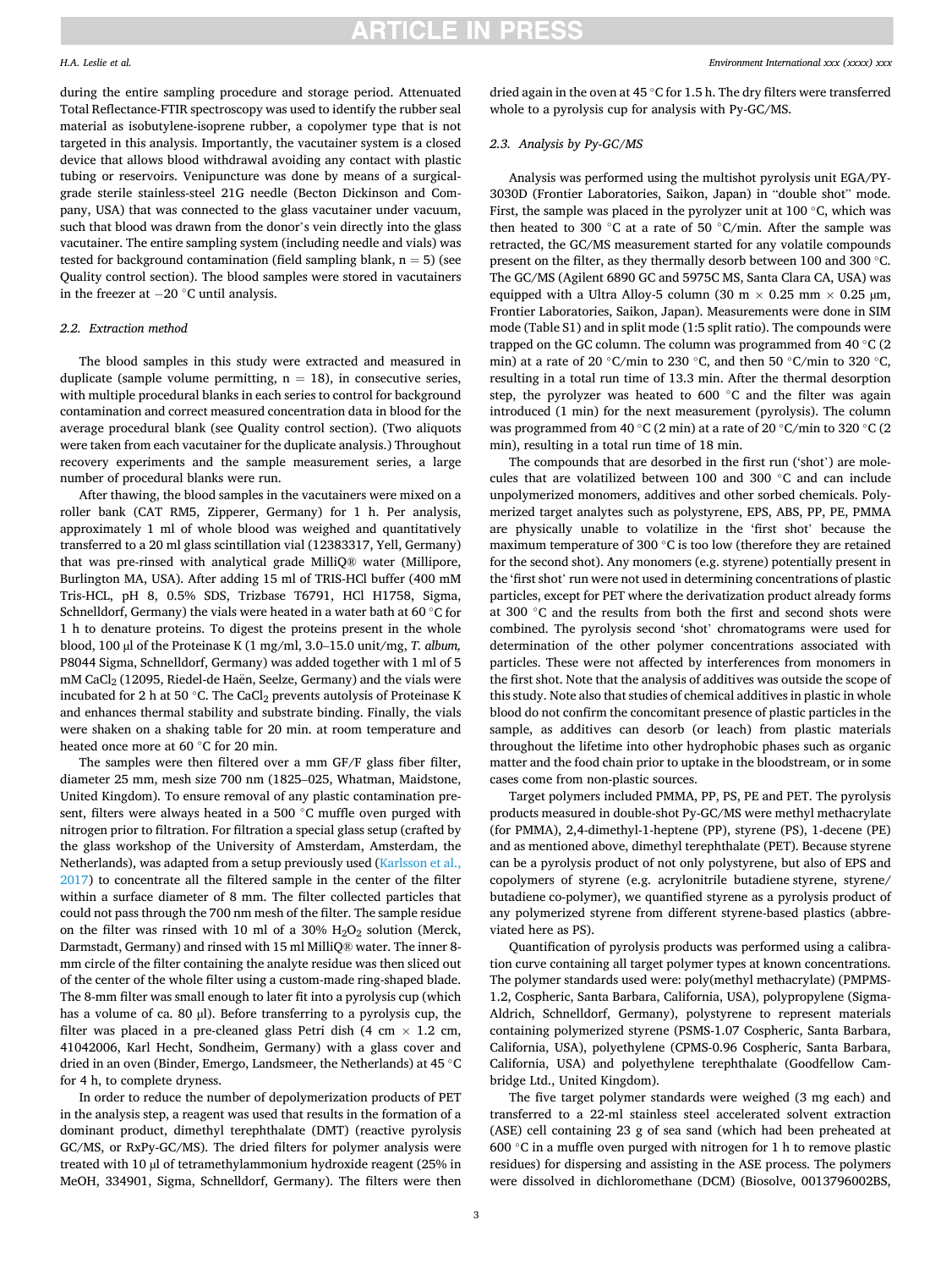during the entire sampling procedure and storage period. Attenuated Total Reflectance-FTIR spectroscopy was used to identify the rubber seal material as isobutylene-isoprene rubber, a copolymer type that is not targeted in this analysis. Importantly, the vacutainer system is a closed device that allows blood withdrawal avoiding any contact with plastic tubing or reservoirs. Venipuncture was done by means of a surgical-grade sterile stainless-steel 21G needle (Becton Dickinson and Company, USA) that was connected to the glass vacutainer under vacuum, such that blood was drawn from the donor's vein directly into the glass vacutainer. The entire sampling system (including needle and vials) was tested for background contamination (field sampling blank, n = 5) (see Quality control section). The blood samples were stored in vacutainers in the freezer at −20 °C until analysis.

### 2.2. Extraction method

The blood samples in this study were extracted and measured in duplicate (sample volume permitting, n = 18), in consecutive series, with multiple procedural blanks in each series to control for background contamination and correct measured concentration data in blood for the average procedural blank (see Quality control section). (Two aliquots were taken from each vacutainer for the duplicate analysis.) Throughout recovery experiments and the sample measurement series, a large number of procedural blanks were run.

After thawing, the blood samples in the vacutainers were mixed on a roller bank (CAT RM5, Zipperer, Germany) for 1 h. Per analysis, approximately 1 ml of whole blood was weighed and quantitatively transferred to a 20 ml glass scintillation vial (12383317, Yell, Germany) that was pre-rinsed with analytical grade MilliQ® water (Millipore, Burlington MA, USA). After adding 15 ml of TRIS-HCl buffer (400 mM Tris-HCL, pH 8, 0.5% SDS, Trizbase T6791, HCl H1758, Sigma, Schnelldorf, Germany) the vials were heated in a water bath at 60 °C for 1 h to denature proteins. To digest the proteins present in the whole blood, 100 μl of the Proteinase K (1 mg/ml, 3.0–15.0 unit/mg, *T. album,* P8044 Sigma, Schnelldorf, Germany) was added together with 1 ml of 5 mM $CaCl_2$ (12095, Riedel-de Haën, Seelze, Germany) and the vials were incubated for 2 h at 50 °C. The $CaCl_2$ prevents autolysis of Proteinase K and enhances thermal stability and substrate binding. Finally, the vials were shaken on a shaking table for 20 min. at room temperature and heated once more at 60 °C for 20 min.

The samples were then filtered over a mm GF/F glass fiber filter, diameter 25 mm, mesh size 700 nm (1825–025, Whatman, Maidstone, United Kingdom). To ensure removal of any plastic contamination present, filters were always heated in a 500 °C muffle oven purged with nitrogen prior to filtration. For filtration a special glass setup (crafted by the glass workshop of the University of Amsterdam, Amsterdam, the Netherlands), was adapted from a setup previously used (Karlsson et al., 2017) to concentrate all the filtered sample in the center of the filter within a surface diameter of 8 mm. The filter collected particles that could not pass through the 700 nm mesh of the filter. The sample residue on the filter was rinsed with 10 ml of a 30% $H_2O_2$ solution (Merck, Darmstadt, Germany) and rinsed with 15 ml MilliQ® water. The inner 8-mm circle of the filter containing the analyte residue was then sliced out of the center of the whole filter using a custom-made ring-shaped blade. The 8-mm filter was small enough to later fit into a pyrolysis cup (which has a volume of ca. 80 μl). Before transferring to a pyrolysis cup, the filter was placed in a pre-cleaned glass Petri dish (4 cm × 1.2 cm, 41042006, Karl Hecht, Sondheim, Germany) with a glass cover and dried in an oven (Binder, Emergo, Landsmeer, the Netherlands) at 45 °C for 4 h, to complete dryness.

In order to reduce the number of depolymerization products of PET in the analysis step, a reagent was used that results in the formation of a dominant product, dimethyl terephthalate (DMT) (reactive pyrolysis GC/MS, or RxPy-GC/MS). The dried filters for polymer analysis were treated with 10 μl of tetramethylammonium hydroxide reagent (25% in MeOH, 334901, Sigma, Schnelldorf, Germany). The filters were then dried again in the oven at 45 °C for 1.5 h. The dry filters were transferred whole to a pyrolysis cup for analysis with Py-GC/MS.

### 2.3. Analysis by Py-GC/MS

Analysis was performed using the multishot pyrolysis unit EGA/PY-3030D (Frontier Laboratories, Saikon, Japan) in "double shot" mode. First, the sample was placed in the pyrolyzer unit at 100 °C, which was then heated to 300 °C at a rate of 50 °C/min. After the sample was retracted, the GC/MS measurement started for any volatile compounds present on the filter, as they thermally desorb between 100 and 300 °C. The GC/MS (Agilent 6890 GC and 5975C MS, Santa Clara CA, USA) was equipped with a Ultra Alloy-5 column (30 m × 0.25 mm × 0.25 μm, Frontier Laboratories, Saikon, Japan). Measurements were done in SIM mode (Table S1) and in split mode (1:5 split ratio). The compounds were trapped on the GC column. The column was programmed from 40 °C (2 min) at a rate of 20 °C/min to 230 °C, and then 50 °C/min to 320 °C, resulting in a total run time of 13.3 min. After the thermal desorption step, the pyrolyzer was heated to 600 °C and the filter was again introduced (1 min) for the next measurement (pyrolysis). The column was programmed from 40 °C (2 min) at a rate of 20 °C/min to 320 °C (2 min), resulting in a total run time of 18 min.

The compounds that are desorbed in the first run ('shot') are molecules that are volatilized between 100 and 300 °C and can include unpolymerized monomers, additives and other sorbed chemicals. Polymerized target analytes such as polystyrene, EPS, ABS, PP, PE, PMMA are physically unable to volatilize in the 'first shot' because the maximum temperature of 300 °C is too low (therefore they are retained for the second shot). Any monomers (e.g. styrene) potentially present in the 'first shot' run were not used in determining concentrations of plastic particles, except for PET where the derivatization product already forms at 300 °C and the results from both the first and second shots were combined. The pyrolysis second 'shot' chromatograms were used for determination of the other polymer concentrations associated with particles. These were not affected by interferences from monomers in the first shot. Note that the analysis of additives was outside the scope of this study. Note also that studies of chemical additives in plastic in whole blood do not confirm the concomitant presence of plastic particles in the sample, as additives can desorb (or leach) from plastic materials throughout the lifetime into other hydrophobic phases such as organic matter and the food chain prior to uptake in the bloodstream, or in some cases come from non-plastic sources.

Target polymers included PMMA, PP, PS, PE and PET. The pyrolysis products measured in double-shot Py-GC/MS were methyl methacrylate (for PMMA), 2,4-dimethyl-1-heptene (PP), styrene (PS), 1-decene (PE) and as mentioned above, dimethyl terephthalate (PET). Because styrene can be a pyrolysis product of not only polystyrene, but also of EPS and copolymers of styrene (e.g. acrylonitrile butadiene styrene, styrene/butadiene co-polymer), we quantified styrene as a pyrolysis product of any polymerized styrene from different styrene-based plastics (abbreviated here as PS).

Quantification of pyrolysis products was performed using a calibration curve containing all target polymer types at known concentrations. The polymer standards used were: poly(methyl methacrylate) (PMPMS-1.2, Cospheric, Santa Barbara, California, USA), polypropylene (Sigma-Aldrich, Schnelldorf, Germany), polystyrene to represent materials containing polymerized styrene (PSMS-1.07 Cospheric, Santa Barbara, California, USA), polyethylene (CPMS-0.96 Cospheric, Santa Barbara, California, USA) and polyethylene terephthalate (Goodfellow Cambridge Ltd., United Kingdom).

The five target polymer standards were weighed (3 mg each) and transferred to a 22-ml stainless steel accelerated solvent extraction (ASE) cell containing 23 g of sea sand (which had been preheated at 600 °C in a muffle oven purged with nitrogen for 1 h to remove plastic residues) for dispersing and assisting in the ASE process. The polymers were dissolved in dichloromethane (DCM) (Biosolve, 0013796002BS,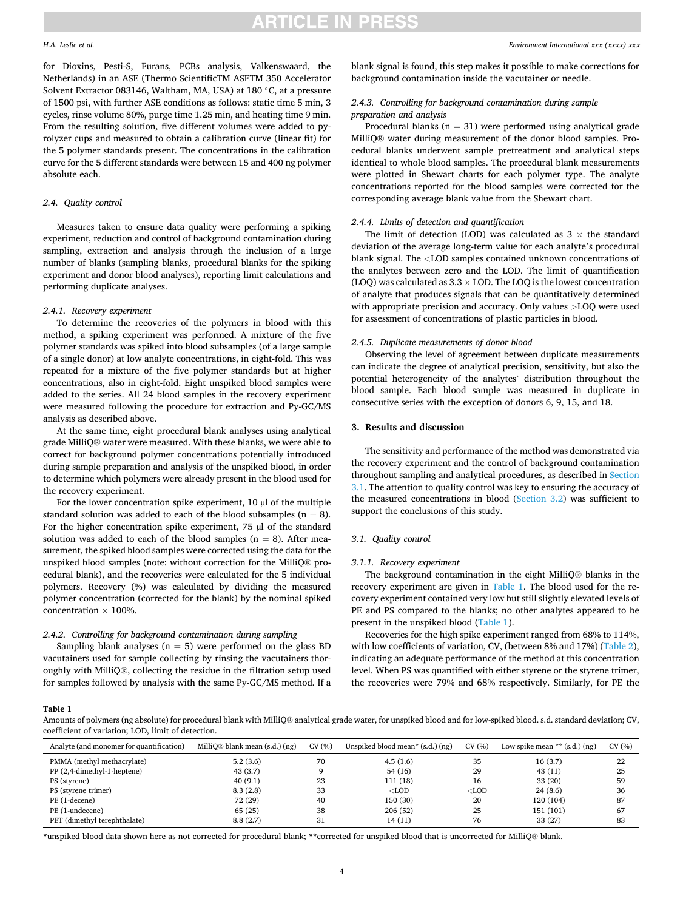for Dioxins, Pesti-S, Furans, PCBs analysis, Valkenswaard, the Netherlands) in an ASE (Thermo ScientificTM ASETM 350 Accelerator Solvent Extractor 083146, Waltham, MA, USA) at 180 °C, at a pressure of 1500 psi, with further ASE conditions as follows: static time 5 min, 3 cycles, rinse volume 80%, purge time 1.25 min, and heating time 9 min. From the resulting solution, five different volumes were added to pyrolyzer cups and measured to obtain a calibration curve (linear fit) for the 5 polymer standards present. The concentrations in the calibration curve for the 5 different standards were between 15 and 400 ng polymer absolute each.

### 2.4. Quality control

Measures taken to ensure data quality were performing a spiking experiment, reduction and control of background contamination during sampling, extraction and analysis through the inclusion of a large number of blanks (sampling blanks, procedural blanks for the spiking experiment and donor blood analyses), reporting limit calculations and performing duplicate analyses.

#### 2.4.1. Recovery experiment

To determine the recoveries of the polymers in blood with this method, a spiking experiment was performed. A mixture of the five polymer standards was spiked into blood subsamples (of a large sample of a single donor) at low analyte concentrations, in eight-fold. This was repeated for a mixture of the five polymer standards but at higher concentrations, also in eight-fold. Eight unspiked blood samples were added to the series. All 24 blood samples in the recovery experiment were measured following the procedure for extraction and Py-GC/MS analysis as described above.

At the same time, eight procedural blank analyses using analytical grade MilliQ® water were measured. With these blanks, we were able to correct for background polymer concentrations potentially introduced during sample preparation and analysis of the unspiked blood, in order to determine which polymers were already present in the blood used for the recovery experiment.

For the lower concentration spike experiment, 10 μl of the multiple standard solution was added to each of the blood subsamples (n = 8). For the higher concentration spike experiment, 75 μl of the standard solution was added to each of the blood samples (n = 8). After measurement, the spiked blood samples were corrected using the data for the unspiked blood samples (note: without correction for the MilliQ® procedural blank), and the recoveries were calculated for the 5 individual polymers. Recovery (%) was calculated by dividing the measured polymer concentration (corrected for the blank) by the nominal spiked concentration × 100%.

#### 2.4.2. Controlling for background contamination during sampling

Sampling blank analyses (n = 5) were performed on the glass BD vacutainers used for sample collecting by rinsing the vacutainers thoroughly with MilliQ®, collecting the residue in the filtration setup used for samples followed by analysis with the same Py-GC/MS method. If a blank signal is found, this step makes it possible to make corrections for background contamination inside the vacutainer or needle.

#### 2.4.3. Controlling for background contamination during sample preparation and analysis

Procedural blanks (n = 31) were performed using analytical grade MilliQ® water during measurement of the donor blood samples. Procedural blanks underwent sample pretreatment and analytical steps identical to whole blood samples. The procedural blank measurements were plotted in Shewart charts for each polymer type. The analyte concentrations reported for the blood samples were corrected for the corresponding average blank value from the Shewart chart.

#### 2.4.4. Limits of detection and quantification

The limit of detection (LOD) was calculated as 3 × the standard deviation of the average long-term value for each analyte's procedural blank signal. The <LOD samples contained unknown concentrations of the analytes between zero and the LOD. The limit of quantification (LOQ) was calculated as 3.3 × LOD. The LOQ is the lowest concentration of analyte that produces signals that can be quantitatively determined with appropriate precision and accuracy. Only values >LOQ were used for assessment of concentrations of plastic particles in blood.

#### 2.4.5. Duplicate measurements of donor blood

Observing the level of agreement between duplicate measurements can indicate the degree of analytical precision, sensitivity, but also the potential heterogeneity of the analytes' distribution throughout the blood sample. Each blood sample was measured in duplicate in consecutive series with the exception of donors 6, 9, 15, and 18.

## 3. Results and discussion

The sensitivity and performance of the method was demonstrated via the recovery experiment and the control of background contamination throughout sampling and analytical procedures, as described in Section 3.1. The attention to quality control was key to ensuring the accuracy of the measured concentrations in blood (Section 3.2) was sufficient to support the conclusions of this study.

### 3.1. Quality control

#### 3.1.1. Recovery experiment

The background contamination in the eight MilliQ® blanks in the recovery experiment are given in Table 1. The blood used for the recovery experiment contained very low but still slightly elevated levels of PE and PS compared to the blanks; no other analytes appeared to be present in the unspiked blood (Table 1).

Recoveries for the high spike experiment ranged from 68% to 114%, with low coefficients of variation, CV, (between 8% and 17%) (Table 2), indicating an adequate performance of the method at this concentration level. When PS was quantified with either styrene or the styrene trimer, the recoveries were 79% and 68% respectively. Similarly, for PE the

**Table 1**
Amounts of polymers (ng absolute) for procedural blank with MilliQ® analytical grade water, for unspiked blood and for low-spiked blood. s.d. standard deviation; CV, coefficient of variation; LOD, limit of detection.

| Analyte (and monomer for quantification) | MilliQ® blank mean (s.d.) (ng) | CV (%) | Unspiked blood mean* (s.d.) (ng) | CV (%) | Low spike mean ** (s.d.) (ng) | CV (%) |
|---|---|---|---|---|---|---|
| PMMA (methyl methacrylate) | 5.2 (3.6) | 70 | 4.5 (1.6) | 35 | 16 (3.7) | 22 |
| PP (2,4-dimethyl-1-heptene) | 43 (3.7) | 9 | 54 (16) | 29 | 43 (11) | 25 |
| PS (styrene) | 40 (9.1) | 23 | 111 (18) | 16 | 33 (20) | 59 |
| PS (styrene trimer) | 8.3 (2.8) | 33 | <LOD | <LOD | 24 (8.6) | 36 |
| PE (1-decene) | 72 (29) | 40 | 150 (30) | 20 | 120 (104) | 87 |
| PE (1-undecene) | 65 (25) | 38 | 206 (52) | 25 | 151 (101) | 67 |
| PET (dimethyl terephthalate) | 8.8 (2.7) | 31 | 14 (11) | 76 | 33 (27) | 83 |

*unspiked blood data shown here as not corrected for procedural blank; **corrected for unspiked blood that is uncorrected for MilliQ® blank.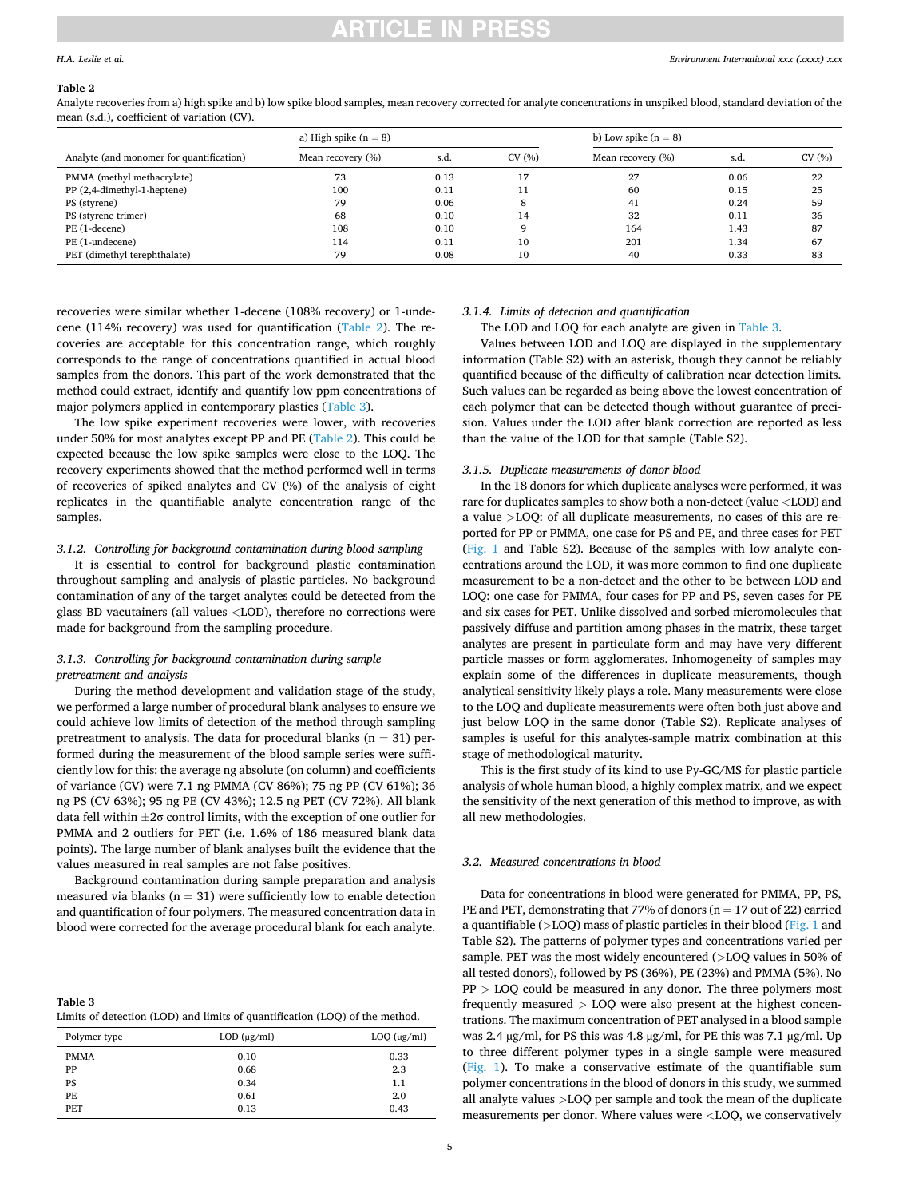**Table 2**
Analyte recoveries from a) high spike and b) low spike blood samples, mean recovery corrected for analyte concentrations in unspiked blood, standard deviation of the mean (s.d.), coefficient of variation (CV).

| Analyte (and monomer for quantification) | a) High spike (n = 8) | | | b) Low spike (n = 8) | | |
|---|---|---|---|---|---|---|
| | Mean recovery (%) | s.d. | CV (%) | Mean recovery (%) | s.d. | CV (%) |
| PMMA (methyl methacrylate) | 73 | 0.13 | 17 | 27 | 0.06 | 22 |
| PP (2,4-dimethyl-1-heptene) | 100 | 0.11 | 11 | 60 | 0.15 | 25 |
| PS (styrene) | 79 | 0.06 | 8 | 41 | 0.24 | 59 |
| PS (styrene trimer) | 68 | 0.10 | 14 | 32 | 0.11 | 36 |
| PE (1-decene) | 108 | 0.10 | 9 | 164 | 1.43 | 87 |
| PE (1-undecene) | 114 | 0.11 | 10 | 201 | 1.34 | 67 |
| PET (dimethyl terephthalate) | 79 | 0.08 | 10 | 40 | 0.33 | 83 |

recoveries were similar whether 1-decene (108% recovery) or 1-undecene (114% recovery) was used for quantification (Table 2). The recoveries are acceptable for this concentration range, which roughly corresponds to the range of concentrations quantified in actual blood samples from the donors. This part of the work demonstrated that the method could extract, identify and quantify low ppm concentrations of major polymers applied in contemporary plastics (Table 3).

The low spike experiment recoveries were lower, with recoveries under 50% for most analytes except PP and PE (Table 2). This could be expected because the low spike samples were close to the LOQ. The recovery experiments showed that the method performed well in terms of recoveries of spiked analytes and CV (%) of the analysis of eight replicates in the quantifiable analyte concentration range of the samples.

#### 3.1.2. Controlling for background contamination during blood sampling

It is essential to control for background plastic contamination throughout sampling and analysis of plastic particles. No background contamination of any of the target analytes could be detected from the glass BD vacutainers (all values <LOD), therefore no corrections were made for background from the sampling procedure.

#### 3.1.3. Controlling for background contamination during sample pretreatment and analysis

During the method development and validation stage of the study, we performed a large number of procedural blank analyses to ensure we could achieve low limits of detection of the method through sampling pretreatment to analysis. The data for procedural blanks (n = 31) performed during the measurement of the blood sample series were sufficiently low for this: the average ng absolute (on column) and coefficients of variance (CV) were 7.1 ng PMMA (CV 86%); 75 ng PP (CV 61%); 36 ng PS (CV 63%); 95 ng PE (CV 43%); 12.5 ng PET (CV 72%). All blank data fell within $\pm 2\sigma$ control limits, with the exception of one outlier for PMMA and 2 outliers for PET (i.e. 1.6% of 186 measured blank data points). The large number of blank analyses built the evidence that the values measured in real samples are not false positives.

Background contamination during sample preparation and analysis measured via blanks (n = 31) were sufficiently low to enable detection and quantification of four polymers. The measured concentration data in blood were corrected for the average procedural blank for each analyte.

**Table 3**
Limits of detection (LOD) and limits of quantification (LOQ) of the method.

| Polymer type | LOD (μg/ml) | LOQ (μg/ml) |
|---|---|---|
| PMMA | 0.10 | 0.33 |
| PP | 0.68 | 2.3 |
| PS | 0.34 | 1.1 |
| PE | 0.61 | 2.0 |
| PET | 0.13 | 0.43 |

#### 3.1.4. Limits of detection and quantification

The LOD and LOQ for each analyte are given in Table 3.

Values between LOD and LOQ are displayed in the supplementary information (Table S2) with an asterisk, though they cannot be reliably quantified because of the difficulty of calibration near detection limits. Such values can be regarded as being above the lowest concentration of each polymer that can be detected though without guarantee of precision. Values under the LOD after blank correction are reported as less than the value of the LOD for that sample (Table S2).

#### 3.1.5. Duplicate measurements of donor blood

In the 18 donors for which duplicate analyses were performed, it was rare for duplicates samples to show both a non-detect (value <LOD) and a value >LOQ: of all duplicate measurements, no cases of this are reported for PP or PMMA, one case for PS and PE, and three cases for PET (Fig. 1 and Table S2). Because of the samples with low analyte concentrations around the LOD, it was more common to find one duplicate measurement to be a non-detect and the other to be between LOD and LOQ: one case for PMMA, four cases for PP and PS, seven cases for PE and six cases for PET. Unlike dissolved and sorbed micromolecules that passively diffuse and partition among phases in the matrix, these target analytes are present in particulate form and may have very different particle masses or form agglomerates. Inhomogeneity of samples may explain some of the differences in duplicate measurements, though analytical sensitivity likely plays a role. Many measurements were close to the LOQ and duplicate measurements were often both just above and just below LOQ in the same donor (Table S2). Replicate analyses of samples is useful for this analytes-sample matrix combination at this stage of methodological maturity.

This is the first study of its kind to use Py-GC/MS for plastic particle analysis of whole human blood, a highly complex matrix, and we expect the sensitivity of the next generation of this method to improve, as with all new methodologies.

### 3.2. Measured concentrations in blood

Data for concentrations in blood were generated for PMMA, PP, PS, PE and PET, demonstrating that 77% of donors (n = 17 out of 22) carried a quantifiable (>LOQ) mass of plastic particles in their blood (Fig. 1 and Table S2). The patterns of polymer types and concentrations varied per sample. PET was the most widely encountered (>LOQ values in 50% of all tested donors), followed by PS (36%), PE (23%) and PMMA (5%). No PP > LOQ could be measured in any donor. The three polymers most frequently measured > LOQ were also present at the highest concentrations. The maximum concentration of PET analysed in a blood sample was 2.4 μg/ml, for PS this was 4.8 μg/ml, for PE this was 7.1 μg/ml. Up to three different polymer types in a single sample were measured (Fig. 1). To make a conservative estimate of the quantifiable sum polymer concentrations in the blood of donors in this study, we summed all analyte values >LOQ per sample and took the mean of the duplicate measurements per donor. Where values were <LOQ, we conservatively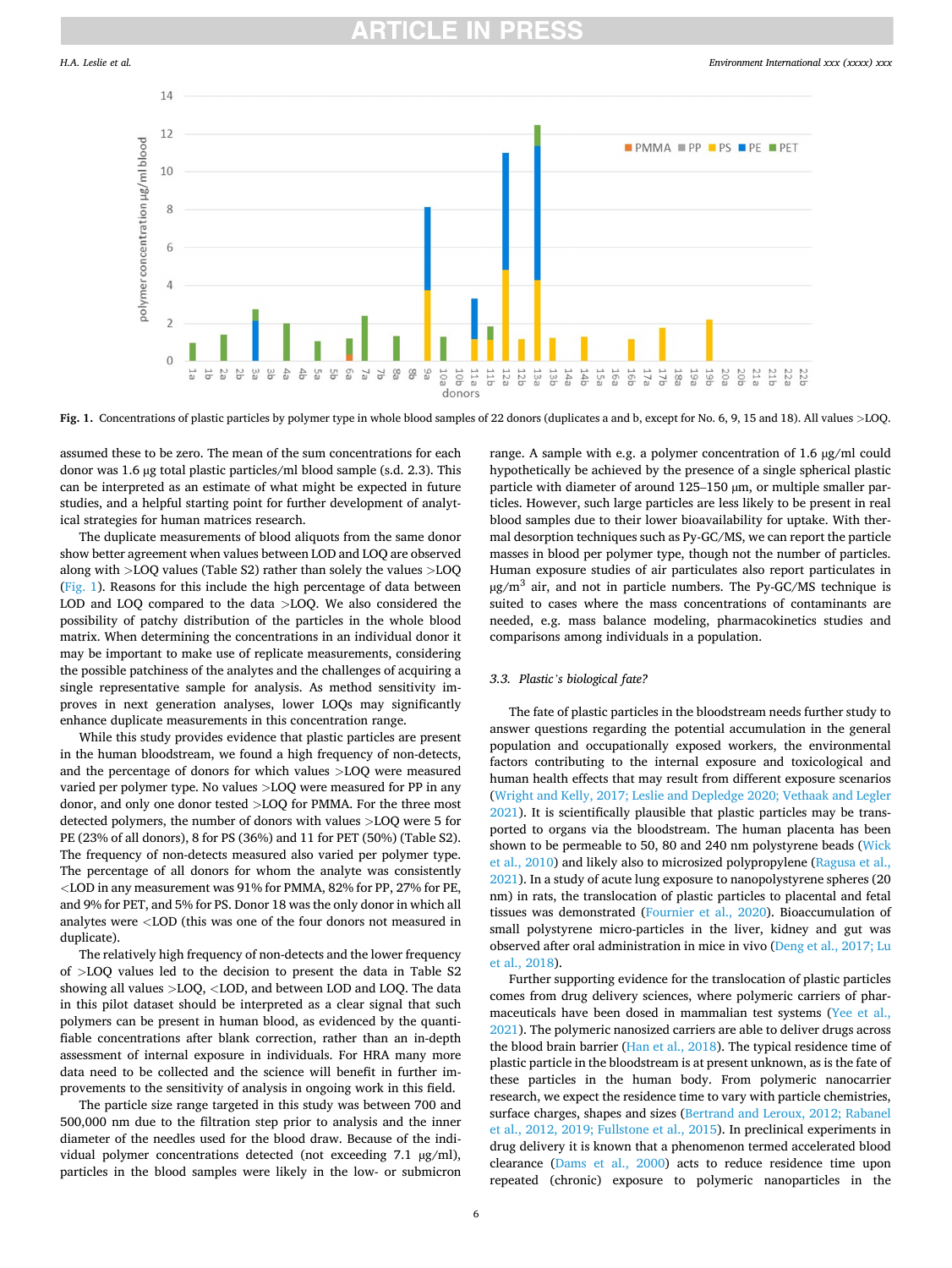Fig. 1. Concentrations of plastic particles by polymer type in whole blood samples of 22 donors (duplicates a and b, except for No. 6, 9, 15 and 18). All values >LOQ.

assumed these to be zero. The mean of the sum concentrations for each donor was 1.6 µg total plastic particles/ml blood sample (s.d. 2.3). This can be interpreted as an estimate of what might be expected in future studies, and a helpful starting point for further development of analytical strategies for human matrices research.

The duplicate measurements of blood aliquots from the same donor show better agreement when values between LOD and LOQ are observed along with >LOQ values (Table S2) rather than solely the values >LOQ (Fig. 1). Reasons for this include the high percentage of data between LOD and LOQ compared to the data >LOQ. We also considered the possibility of patchy distribution of the particles in the whole blood matrix. When determining the concentrations in an individual donor it may be important to make use of replicate measurements, considering the possible patchiness of the analytes and the challenges of acquiring a single representative sample for analysis. As method sensitivity improves in next generation analyses, lower LOQs may significantly enhance duplicate measurements in this concentration range.

While this study provides evidence that plastic particles are present in the human bloodstream, we found a high frequency of non-detects, and the percentage of donors for which values >LOQ were measured varied per polymer type. No values >LOQ were measured for PP in any donor, and only one donor tested >LOQ for PMMA. For the three most detected polymers, the number of donors with values >LOQ were 5 for PE (23% of all donors), 8 for PS (36%) and 11 for PET (50%) (Table S2). The frequency of non-detects measured also varied per polymer type. The percentage of all donors for whom the analyte was consistently <LOD in any measurement was 91% for PMMA, 82% for PP, 27% for PE, and 9% for PET, and 5% for PS. Donor 18 was the only donor in which all analytes were <LOD (this was one of the four donors not measured in duplicate).

The relatively high frequency of non-detects and the lower frequency of >LOQ values led to the decision to present the data in Table S2 showing all values >LOQ, <LOD, and between LOD and LOQ. The data in this pilot dataset should be interpreted as a clear signal that such polymers can be present in human blood, as evidenced by the quantifiable concentrations after blank correction, rather than an in-depth assessment of internal exposure in individuals. For HRA many more data need to be collected and the science will benefit in further improvements to the sensitivity of analysis in ongoing work in this field.

The particle size range targeted in this study was between 700 and 500,000 nm due to the filtration step prior to analysis and the inner diameter of the needles used for the blood draw. Because of the individual polymer concentrations detected (not exceeding 7.1 µg/ml), particles in the blood samples were likely in the low- or submicron range. A sample with e.g. a polymer concentration of 1.6 µg/ml could hypothetically be achieved by the presence of a single spherical plastic particle with diameter of around 125–150 µm, or multiple smaller particles. However, such large particles are less likely to be present in real blood samples due to their lower bioavailability for uptake. With thermal desorption techniques such as Py-GC/MS, we can report the particle masses in blood per polymer type, though not the number of particles. Human exposure studies of air particulates also report particulates in µg/m$^3$ air, and not in particle numbers. The Py-GC/MS technique is suited to cases where the mass concentrations of contaminants are needed, e.g. mass balance modeling, pharmacokinetics studies and comparisons among individuals in a population.

### 3.3. Plastic's biological fate?

The fate of plastic particles in the bloodstream needs further study to answer questions regarding the potential accumulation in the general population and occupationally exposed workers, the environmental factors contributing to the internal exposure and toxicological and human health effects that may result from different exposure scenarios (Wright and Kelly, 2017; Leslie and Depledge 2020; Vethaak and Legler 2021). It is scientifically plausible that plastic particles may be transported to organs via the bloodstream. The human placenta has been shown to be permeable to 50, 80 and 240 nm polystyrene beads (Wick et al., 2010) and likely also to microsized polypropylene (Ragusa et al., 2021). In a study of acute lung exposure to nanopolystyrene spheres (20 nm) in rats, the translocation of plastic particles to placental and fetal tissues was demonstrated (Fournier et al., 2020). Bioaccumulation of small polystyrene micro-particles in the liver, kidney and gut was observed after oral administration in mice in vivo (Deng et al., 2017; Lu et al., 2018).

Further supporting evidence for the translocation of plastic particles comes from drug delivery sciences, where polymeric carriers of pharmaceuticals have been dosed in mammalian test systems (Yee et al., 2021). The polymeric nanosized carriers are able to deliver drugs across the blood brain barrier (Han et al., 2018). The typical residence time of plastic particle in the bloodstream is at present unknown, as is the fate of these particles in the human body. From polymeric nanocarrier research, we expect the residence time to vary with particle chemistries, surface charges, shapes and sizes (Bertrand and Leroux, 2012; Rabanel et al., 2012, 2019; Fullstone et al., 2015). In preclinical experiments in drug delivery it is known that a phenomenon termed accelerated blood clearance (Dams et al., 2000) acts to reduce residence time upon repeated (chronic) exposure to polymeric nanoparticles in the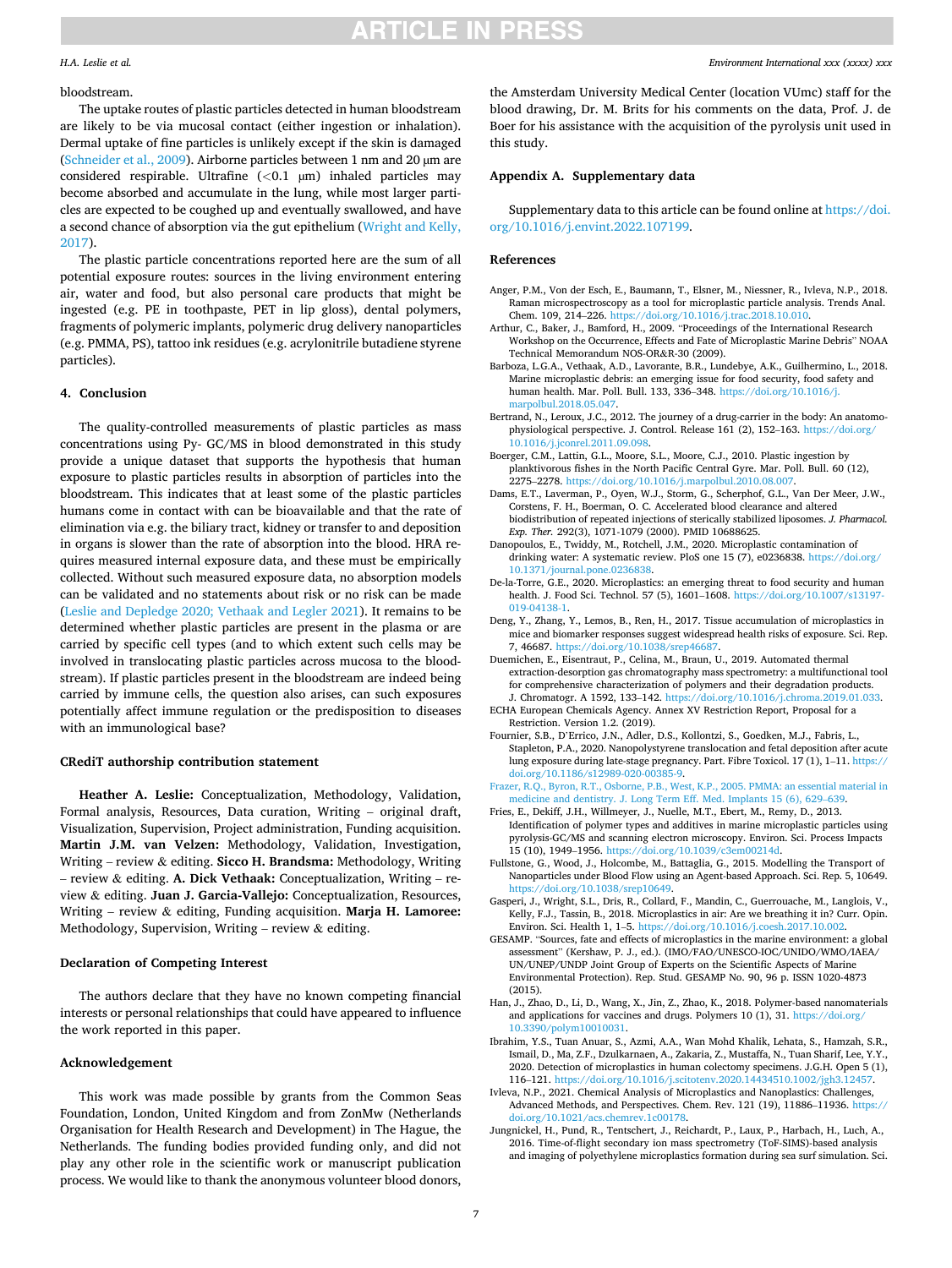bloodstream.

The uptake routes of plastic particles detected in human bloodstream are likely to be via mucosal contact (either ingestion or inhalation). Dermal uptake of fine particles is unlikely except if the skin is damaged (Schneider et al., 2009). Airborne particles between 1 nm and 20 μm are considered respirable. Ultrafine (<0.1 μm) inhaled particles may become absorbed and accumulate in the lung, while most larger particles are expected to be coughed up and eventually swallowed, and have a second chance of absorption via the gut epithelium (Wright and Kelly, 2017).

The plastic particle concentrations reported here are the sum of all potential exposure routes: sources in the living environment entering air, water and food, but also personal care products that might be ingested (e.g. PE in toothpaste, PET in lip gloss), dental polymers, fragments of polymeric implants, polymeric drug delivery nanoparticles (e.g. PMMA, PS), tattoo ink residues (e.g. acrylonitrile butadiene styrene particles).

## 4. Conclusion

The quality-controlled measurements of plastic particles as mass concentrations using Py- GC/MS in blood demonstrated in this study provide a unique dataset that supports the hypothesis that human exposure to plastic particles results in absorption of particles into the bloodstream. This indicates that at least some of the plastic particles humans come in contact with can be bioavailable and that the rate of elimination via e.g. the biliary tract, kidney or transfer to and deposition in organs is slower than the rate of absorption into the blood. HRA requires measured internal exposure data, and these must be empirically collected. Without such measured exposure data, no absorption models can be validated and no statements about risk or no risk can be made (Leslie and Depledge 2020; Vethaak and Legler 2021). It remains to be determined whether plastic particles are present in the plasma or are carried by specific cell types (and to which extent such cells may be involved in translocating plastic particles across mucosa to the bloodstream). If plastic particles present in the bloodstream are indeed being carried by immune cells, the question also arises, can such exposures potentially affect immune regulation or the predisposition to diseases with an immunological base?

## CRediT authorship contribution statement

**Heather A. Leslie:** Conceptualization, Methodology, Validation, Formal analysis, Resources, Data curation, Writing – original draft, Visualization, Supervision, Project administration, Funding acquisition. **Martin J.M. van Velzen:** Methodology, Validation, Investigation, Writing – review & editing. **Sicco H. Brandsma:** Methodology, Writing – review & editing. **A. Dick Vethaak:** Conceptualization, Writing – review & editing. **Juan J. Garcia-Vallejo:** Conceptualization, Resources, Writing – review & editing, Funding acquisition. **Marja H. Lamoree:** Methodology, Supervision, Writing – review & editing.

## Declaration of Competing Interest

The authors declare that they have no known competing financial interests or personal relationships that could have appeared to influence the work reported in this paper.

## Acknowledgement

This work was made possible by grants from the Common Seas Foundation, London, United Kingdom and from ZonMw (Netherlands Organisation for Health Research and Development) in The Hague, the Netherlands. The funding bodies provided funding only, and did not play any other role in the scientific work or manuscript publication process. We would like to thank the anonymous volunteer blood donors, the Amsterdam University Medical Center (location VUmc) staff for the blood drawing, Dr. M. Brits for his comments on the data, Prof. J. de Boer for his assistance with the acquisition of the pyrolysis unit used in this study.

## Appendix A. Supplementary data

Supplementary data to this article can be found online at https://doi.org/10.1016/j.envint.2022.107199.

## References

Anger, P.M., Von der Esch, E., Baumann, T., Elsner, M., Niessner, R., Ivleva, N.P., 2018. Raman microspectroscopy as a tool for microplastic particle analysis. Trends Anal. Chem. 109, 214–226. https://doi.org/10.1016/j.trac.2018.10.010.

Arthur, C., Baker, J., Bamford, H., 2009. "Proceedings of the International Research Workshop on the Occurrence, Effects and Fate of Microplastic Marine Debris" NOAA Technical Memorandum NOS-OR&R-30 (2009).

Barboza, L.G.A., Vethaak, A.D., Lavorante, B.R., Lundebye, A.K., Guilhermino, L., 2018. Marine microplastic debris: an emerging issue for food security, food safety and human health. Mar. Poll. Bull. 133, 336–348. https://doi.org/10.1016/j.marpolbul.2018.05.047.

Bertrand, N., Leroux, J.C., 2012. The journey of a drug-carrier in the body: An anatomo-physiological perspective. J. Control. Release 161 (2), 152–163. https://doi.org/10.1016/j.jconrel.2011.09.098.

Boerger, C.M., Lattin, G.L., Moore, S.L., Moore, C.J., 2010. Plastic ingestion by planktivorous fishes in the North Pacific Central Gyre. Mar. Poll. Bull. 60 (12), 2275–2278. https://doi.org/10.1016/j.marpolbul.2010.08.007.

Dams, E.T., Laverman, P., Oyen, W.J., Storm, G., Scherphof, G.L., Van Der Meer, J.W., Corstens, F. H., Boerman, O. C. Accelerated blood clearance and altered biodistribution of repeated injections of sterically stabilized liposomes. *J. Pharmacol. Exp. Ther.* 292(3), 1071-1079 (2000). PMID 10688625.

Danopoulos, E., Twiddy, M., Rotchell, J.M., 2020. Microplastic contamination of drinking water: A systematic review. PloS one 15 (7), e0236838. https://doi.org/10.1371/journal.pone.0236838.

De-la-Torre, G.E., 2020. Microplastics: an emerging threat to food security and human health. J. Food Sci. Technol. 57 (5), 1601–1608. https://doi.org/10.1007/s13197-019-04138-1.

Deng, Y., Zhang, Y., Lemos, B., Ren, H., 2017. Tissue accumulation of microplastics in mice and biomarker responses suggest widespread health risks of exposure. Sci. Rep. 7, 46687. https://doi.org/10.1038/srep46687.

Duemichen, E., Eisentraut, P., Celina, M., Braun, U., 2019. Automated thermal extraction-desorption gas chromatography mass spectrometry: a multifunctional tool for comprehensive characterization of polymers and their degradation products. J. Chromatogr. A 1592, 133–142. https://doi.org/10.1016/j.chroma.2019.01.033.

ECHA European Chemicals Agency. Annex XV Restriction Report, Proposal for a Restriction. Version 1.2. (2019).

Fournier, S.B., D'Errico, J.N., Adler, D.S., Kollontzi, S., Goedken, M.J., Fabris, L., Stapleton, P.A., 2020. Nanopolystyrene translocation and fetal deposition after acute lung exposure during late-stage pregnancy. Part. Fibre Toxicol. 17 (1), 1–11. https://doi.org/10.1186/s12989-020-00385-9.

Frazer, R.Q., Byron, R.T., Osborne, P.B., West, K.P., 2005. PMMA: an essential material in medicine and dentistry. J. Long Term Eff. Med. Implants 15 (6), 629–639.

Fries, E., Dekiff, J.H., Willmeyer, J., Nuelle, M.T., Ebert, M., Remy, D., 2013. Identification of polymer types and additives in marine microplastic particles using pyrolysis-GC/MS and scanning electron microscopy. Environ. Sci. Process Impacts 15 (10), 1949–1956. https://doi.org/10.1039/c3em00214d.

Fullstone, G., Wood, J., Holcombe, M., Battaglia, G., 2015. Modelling the Transport of Nanoparticles under Blood Flow using an Agent-based Approach. Sci. Rep. 5, 10649. https://doi.org/10.1038/srep10649.

Gasperi, J., Wright, S.L., Dris, R., Collard, F., Mandin, C., Guerrouache, M., Langlois, V., Kelly, F.J., Tassin, B., 2018. Microplastics in air: Are we breathing it in? Curr. Opin. Environ. Sci. Health 1, 1–5. https://doi.org/10.1016/j.coesh.2017.10.002.

GESAMP. "Sources, fate and effects of microplastics in the marine environment: a global assessment" (Kershaw, P. J., ed.). (IMO/FAO/UNESCO-IOC/UNIDO/WMO/IAEA/UN/UNEP/UNDP Joint Group of Experts on the Scientific Aspects of Marine Environmental Protection). Rep. Stud. GESAMP No. 90, 96 p. ISSN 1020-4873 (2015).

Han, J., Zhao, D., Li, D., Wang, X., Jin, Z., Zhao, K., 2018. Polymer-based nanomaterials and applications for vaccines and drugs. Polymers 10 (1), 31. https://doi.org/10.3390/polym10010031.

Ibrahim, Y.S., Tuan Anuar, S., Azmi, A.A., Wan Mohd Khalik, Lehata, S., Hamzah, S.R., Ismail, D., Ma, Z.F., Dzulkarnaen, A., Zakaria, Z., Mustaffa, N., Tuan Sharif, Lee, Y.Y., 2020. Detection of microplastics in human colectomy specimens. J.G.H. Open 5 (1), 116–121. https://doi.org/10.1016/j.scitotenv.2020.14434510.1002/jgh3.12457.

Ivleva, N.P., 2021. Chemical Analysis of Microplastics and Nanoplastics: Challenges, Advanced Methods, and Perspectives. Chem. Rev. 121 (19), 11886–11936. https://doi.org/10.1021/acs.chemrev.1c00178.

Jungnickel, H., Pund, R., Tentschert, J., Reichardt, P., Laux, P., Harbach, H., Luch, A., 2016. Time-of-flight secondary ion mass spectrometry (ToF-SIMS)-based analysis and imaging of polyethylene microplastics formation during sea surf simulation. Sci.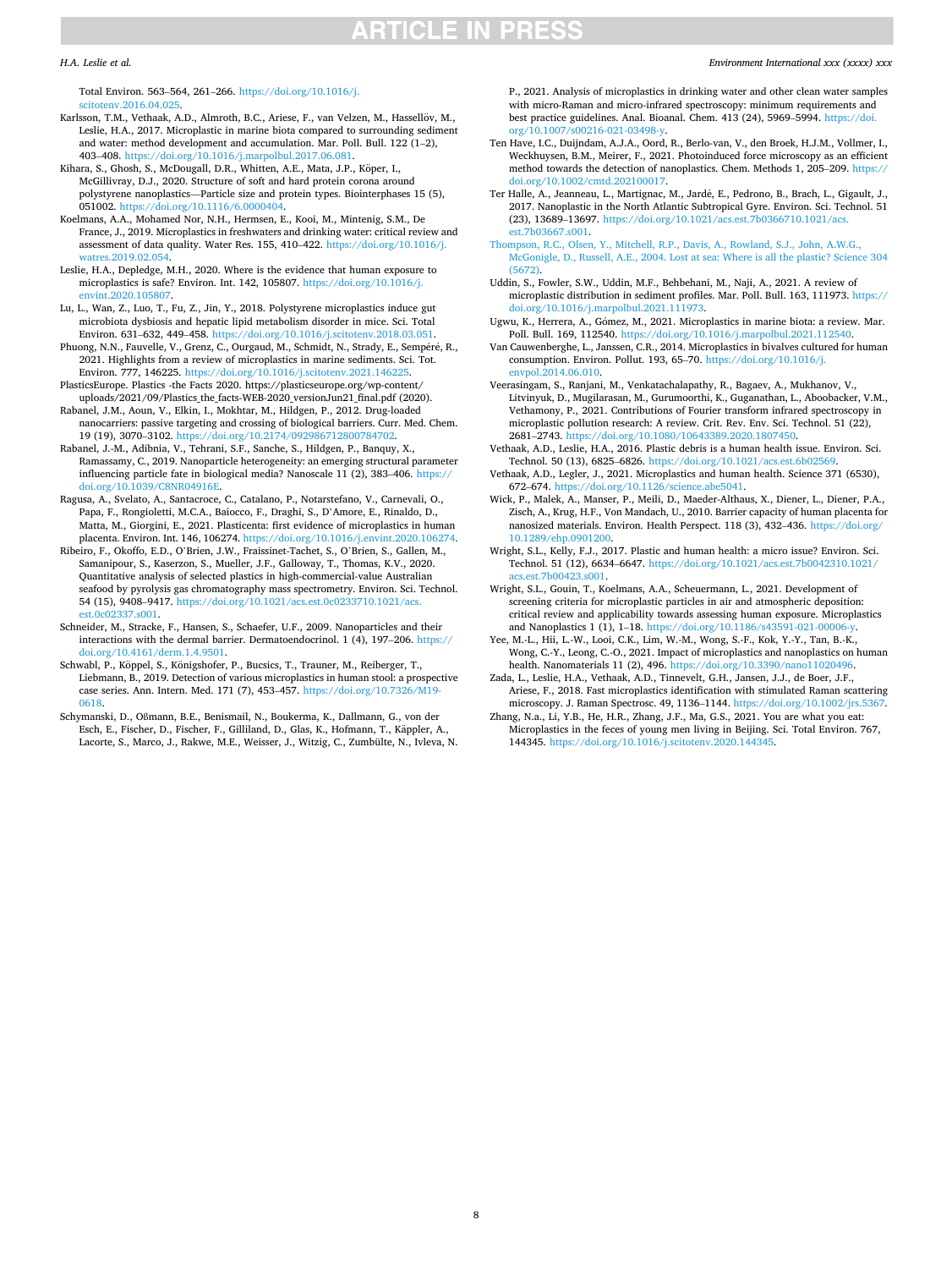Total Environ. 563–564, 261–266. https://doi.org/10.1016/j.scitotenv.2016.04.025.

Karlsson, T.M., Vethaak, A.D., Almroth, B.C., Ariese, F., van Velzen, M., Hassellöv, M., Leslie, H.A., 2017. Microplastic in marine biota compared to surrounding sediment and water: method development and accumulation. Mar. Poll. Bull. 122 (1–2), 403–408. https://doi.org/10.1016/j.marpolbul.2017.06.081.

Kihara, S., Ghosh, S., McDougall, D.R., Whitten, A.E., Mata, J.P., Köper, I., McGillivray, D.J., 2020. Structure of soft and hard protein corona around polystyrene nanoplastics—Particle size and protein types. Biointerphases 15 (5), 051002. https://doi.org/10.1116/6.0000404.

Koelmans, A.A., Mohamed Nor, N.H., Hermsen, E., Kooi, M., Mintenig, S.M., De France, J., 2019. Microplastics in freshwaters and drinking water: critical review and assessment of data quality. Water Res. 155, 410–422. https://doi.org/10.1016/j.watres.2019.02.054.

Leslie, H.A., Depledge, M.H., 2020. Where is the evidence that human exposure to microplastics is safe? Environ. Int. 142, 105807. https://doi.org/10.1016/j.envint.2020.105807.

Lu, L., Wan, Z., Luo, T., Fu, Z., Jin, Y., 2018. Polystyrene microplastics induce gut microbiota dysbiosis and hepatic lipid metabolism disorder in mice. Sci. Total Environ. 631–632, 449–458. https://doi.org/10.1016/j.scitotenv.2018.03.051.

Phuong, N.N., Fauvelle, V., Grenz, C., Ourgaud, M., Schmidt, N., Strady, E., Sempéré, R., 2021. Highlights from a review of microplastics in marine sediments. Sci. Tot. Environ. 777, 146225. https://doi.org/10.1016/j.scitotenv.2021.146225.

PlasticsEurope. Plastics -the Facts 2020. https://plasticseurope.org/wp-content/uploads/2021/09/Plastics_the_facts-WEB-2020_versionJun21_final.pdf (2020).

Rabanel, J.M., Aoun, V., Elkin, I., Mokhtar, M., Hildgen, P., 2012. Drug-loaded nanocarriers: passive targeting and crossing of biological barriers. Curr. Med. Chem. 19 (19), 3070–3102. https://doi.org/10.2174/092986712800784702.

Rabanel, J.-M., Adibnia, V., Tehrani, S.F., Sanche, S., Hildgen, P., Banquy, X., Ramassamy, C., 2019. Nanoparticle heterogeneity: an emerging structural parameter influencing particle fate in biological media? Nanoscale 11 (2), 383–406. https://doi.org/10.1039/C8NR04916E.

Ragusa, A., Svelato, A., Santacroce, C., Catalano, P., Notarstefano, V., Carnevali, O., Papa, F., Rongioletti, M.C.A., Baiocco, F., Draghi, S., D'Amore, E., Rinaldo, D., Matta, M., Giorgini, E., 2021. Plasticenta: first evidence of microplastics in human placenta. Environ. Int. 146, 106274. https://doi.org/10.1016/j.envint.2020.106274.

Ribeiro, F., Okoffo, E.D., O'Brien, J.W., Fraissinet-Tachet, S., O'Brien, S., Gallen, M., Samanipour, S., Kaserzon, S., Mueller, J.F., Galloway, T., Thomas, K.V., 2020. Quantitative analysis of selected plastics in high-commercial-value Australian seafood by pyrolysis gas chromatography mass spectrometry. Environ. Sci. Technol. 54 (15), 9408–9417. https://doi.org/10.1021/acs.est.0c0233710.1021/acs.est.0c02337.s001.

Schneider, M., Stracke, F., Hansen, S., Schaefer, U.F., 2009. Nanoparticles and their interactions with the dermal barrier. Dermatoendocrinol. 1 (4), 197–206. https://doi.org/10.4161/derm.1.4.9501.

Schwabl, P., Köppel, S., Königshofer, P., Bucsics, T., Trauner, M., Reiberger, T., Liebmann, B., 2019. Detection of various microplastics in human stool: a prospective case series. Ann. Intern. Med. 171 (7), 453–457. https://doi.org/10.7326/M19-0618.

Schymanski, D., Oßmann, B.E., Benismail, N., Boukerma, K., Dallmann, G., von der Esch, E., Fischer, D., Fischer, F., Gilliland, D., Glas, K., Hofmann, T., Käppler, A., Lacorte, S., Marco, J., Rakwe, M.E., Weisser, J., Witzig, C., Zumbülte, N., Ivleva, N. P., 2021. Analysis of microplastics in drinking water and other clean water samples with micro-Raman and micro-infrared spectroscopy: minimum requirements and best practice guidelines. Anal. Bioanal. Chem. 413 (24), 5969–5994. https://doi.org/10.1007/s00216-021-03498-y.

Ten Have, I.C., Duijndam, A.J.A., Oord, R., Berlo-van, V., den Broek, H.J.M., Vollmer, I., Weckhuysen, B.M., Meirer, F., 2021. Photoinduced force microscopy as an efficient method towards the detection of nanoplastics. Chem. Methods 1, 205–209. https://doi.org/10.1002/cmtd.202100017.

Ter Halle, A., Jeanneau, L., Martignac, M., Jardé, E., Pedrono, B., Brach, L., Gigault, J., 2017. Nanoplastic in the North Atlantic Subtropical Gyre. Environ. Sci. Technol. 51 (23), 13689–13697. https://doi.org/10.1021/acs.est.7b0366710.1021/acs.est.7b03667.s001.

Thompson, R.C., Olsen, Y., Mitchell, R.P., Davis, A., Rowland, S.J., John, A.W.G., McGonigle, D., Russell, A.E., 2004. Lost at sea: Where is all the plastic? Science 304 (5672).

Uddin, S., Fowler, S.W., Uddin, M.F., Behbehani, M., Naji, A., 2021. A review of microplastic distribution in sediment profiles. Mar. Poll. Bull. 163, 111973. https://doi.org/10.1016/j.marpolbul.2021.111973.

Ugwu, K., Herrera, A., Gómez, M., 2021. Microplastics in marine biota: a review. Mar. Poll. Bull. 169, 112540. https://doi.org/10.1016/j.marpolbul.2021.112540.

Van Cauwenberghe, L., Janssen, C.R., 2014. Microplastics in bivalves cultured for human consumption. Environ. Pollut. 193, 65–70. https://doi.org/10.1016/j.envpol.2014.06.010.

Veerasingam, S., Ranjani, M., Venkatachalapathy, R., Bagaev, A., Mukhanov, V., Litvinyuk, D., Mugilarasan, M., Gurumoorthi, K., Guganathan, L., Aboobacker, V.M., Vethamony, P., 2021. Contributions of Fourier transform infrared spectroscopy in microplastic pollution research: A review. Crit. Rev. Env. Sci. Technol. 51 (22), 2681–2743. https://doi.org/10.1080/10643389.2020.1807450.

Vethaak, A.D., Leslie, H.A., 2016. Plastic debris is a human health issue. Environ. Sci. Technol. 50 (13), 6825–6826. https://doi.org/10.1021/acs.est.6b02569.

Vethaak, A.D., Legler, J., 2021. Microplastics and human health. Science 371 (6530), 672–674. https://doi.org/10.1126/science.abe5041.

Wick, P., Malek, A., Manser, P., Meili, D., Maeder-Althaus, X., Diener, L., Diener, P.A., Zisch, A., Krug, H.F., Von Mandach, U., 2010. Barrier capacity of human placenta for nanosized materials. Environ. Health Perspect. 118 (3), 432–436. https://doi.org/10.1289/ehp.0901200.

Wright, S.L., Kelly, F.J., 2017. Plastic and human health: a micro issue? Environ. Sci. Technol. 51 (12), 6634–6647. https://doi.org/10.1021/acs.est.7b0042310.1021/acs.est.7b00423.s001.

Wright, S.L., Gouin, T., Koelmans, A.A., Scheuermann, L., 2021. Development of screening criteria for microplastic particles in air and atmospheric deposition: critical review and applicability towards assessing human exposure. Microplastics and Nanoplastics 1 (1), 1–18. https://doi.org/10.1186/s43591-021-00006-y.

Yee, M.-L., Hii, L.-W., Looi, C.K., Lim, W.-M., Wong, S.-F., Kok, Y.-Y., Tan, B.-K., Wong, C.-Y., Leong, C.-O., 2021. Impact of microplastics and nanoplastics on human health. Nanomaterials 11 (2), 496. https://doi.org/10.3390/nano11020496.

Zada, L., Leslie, H.A., Vethaak, A.D., Tinnevelt, G.H., Jansen, J.J., de Boer, J.F., Ariese, F., 2018. Fast microplastics identification with stimulated Raman scattering microscopy. J. Raman Spectrosc. 49, 1136–1144. https://doi.org/10.1002/jrs.5367.

Zhang, N.-a., Li, Y.B., He, H.R., Zhang, J.F., Ma, G.S., 2021. You are what you eat: Microplastics in the feces of young men living in Beijing. Sci. Total Environ. 767, 144345. https://doi.org/10.1016/j.scitotenv.2020.144345.